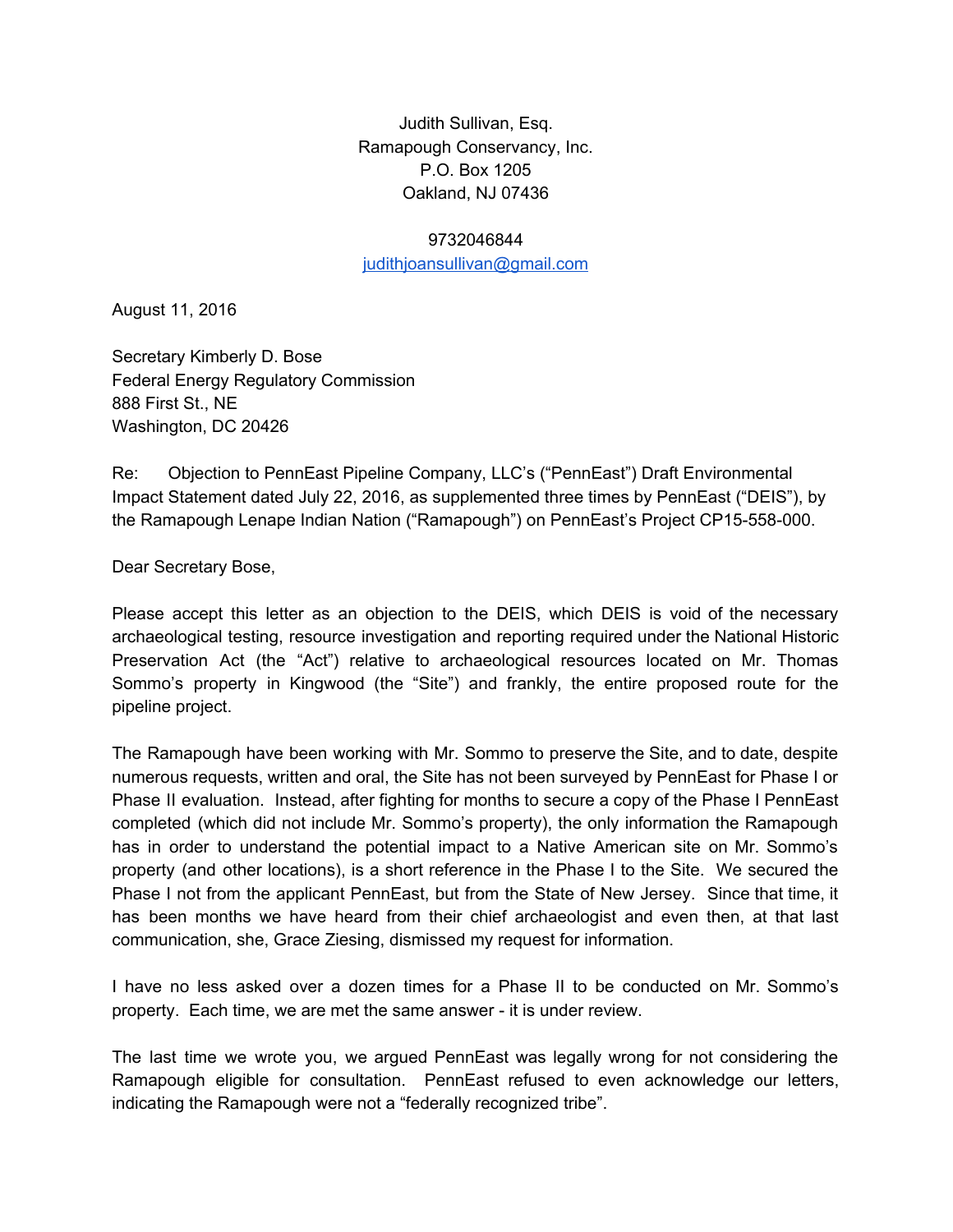Judith Sullivan, Esq.
Ramapough Conservancy, Inc.
P.O. Box 1205
Oakland, NJ 07436

9732046844
judithjoansullivan@gmail.com

August 11, 2016

Secretary Kimberly D. Bose
Federal Energy Regulatory Commission
888 First St., NE
Washington, DC 20426

Re: Objection to PennEast Pipeline Company, LLC's ("PennEast") Draft Environmental Impact Statement dated July 22, 2016, as supplemented three times by PennEast ("DEIS"), by the Ramapough Lenape Indian Nation ("Ramapough") on PennEast's Project CP15-558-000.

Dear Secretary Bose,

Please accept this letter as an objection to the DEIS, which DEIS is void of the necessary archaeological testing, resource investigation and reporting required under the National Historic Preservation Act (the "Act") relative to archaeological resources located on Mr. Thomas Sommo's property in Kingwood (the "Site") and frankly, the entire proposed route for the pipeline project.

The Ramapough have been working with Mr. Sommo to preserve the Site, and to date, despite numerous requests, written and oral, the Site has not been surveyed by PennEast for Phase I or Phase II evaluation. Instead, after fighting for months to secure a copy of the Phase I PennEast completed (which did not include Mr. Sommo's property), the only information the Ramapough has in order to understand the potential impact to a Native American site on Mr. Sommo's property (and other locations), is a short reference in the Phase I to the Site. We secured the Phase I not from the applicant PennEast, but from the State of New Jersey. Since that time, it has been months we have heard from their chief archaeologist and even then, at that last communication, she, Grace Ziesing, dismissed my request for information.

I have no less asked over a dozen times for a Phase II to be conducted on Mr. Sommo's property. Each time, we are met the same answer - it is under review.

The last time we wrote you, we argued PennEast was legally wrong for not considering the Ramapough eligible for consultation. PennEast refused to even acknowledge our letters, indicating the Ramapough were not a "federally recognized tribe".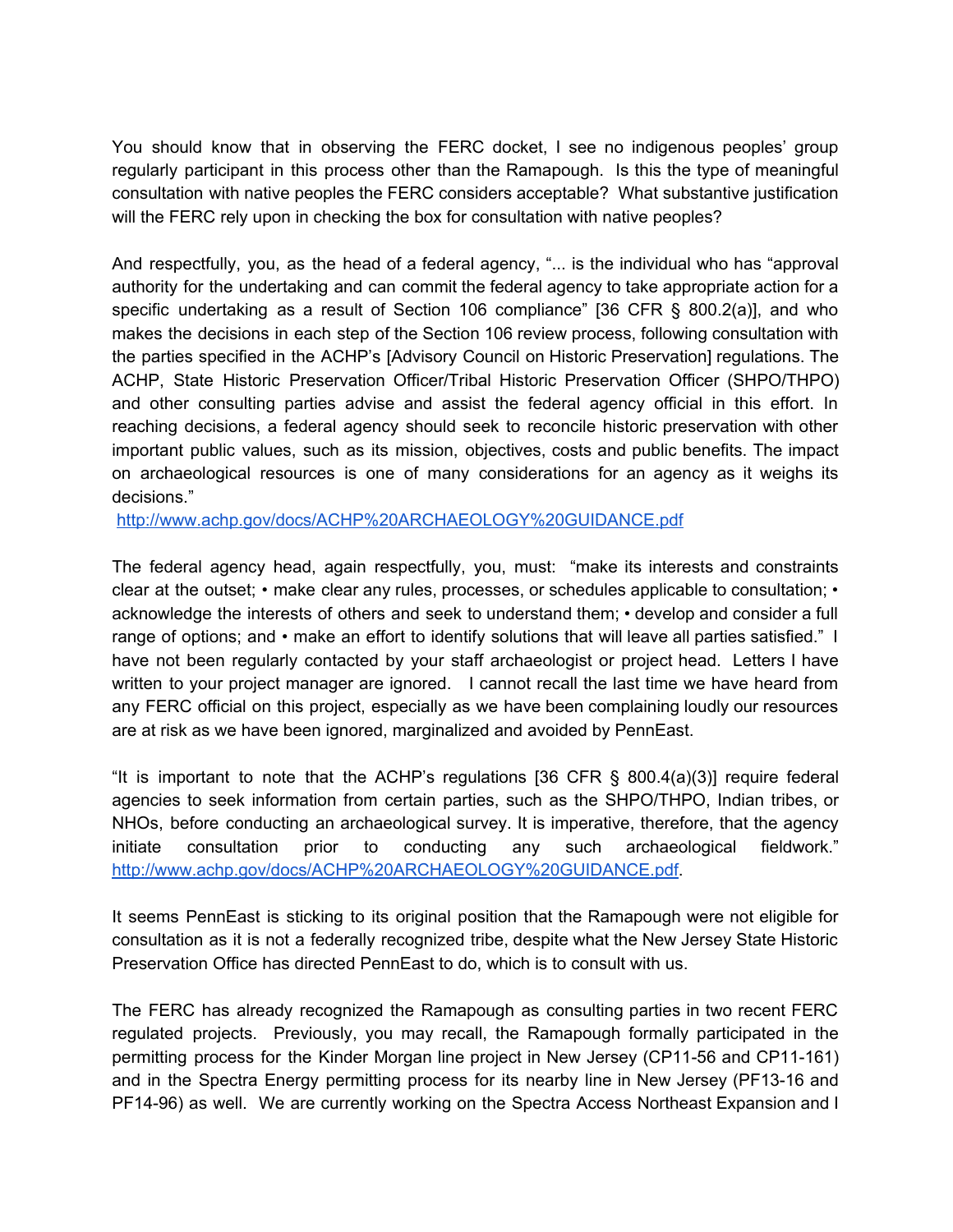You should know that in observing the FERC docket, I see no indigenous peoples' group regularly participant in this process other than the Ramapough. Is this the type of meaningful consultation with native peoples the FERC considers acceptable? What substantive justification will the FERC rely upon in checking the box for consultation with native peoples?

And respectfully, you, as the head of a federal agency, "... is the individual who has "approval authority for the undertaking and can commit the federal agency to take appropriate action for a specific undertaking as a result of Section 106 compliance" [36 CFR § 800.2(a)], and who makes the decisions in each step of the Section 106 review process, following consultation with the parties specified in the ACHP's [Advisory Council on Historic Preservation] regulations. The ACHP, State Historic Preservation Officer/Tribal Historic Preservation Officer (SHPO/THPO) and other consulting parties advise and assist the federal agency official in this effort. In reaching decisions, a federal agency should seek to reconcile historic preservation with other important public values, such as its mission, objectives, costs and public benefits. The impact on archaeological resources is one of many considerations for an agency as it weighs its decisions."
http://www.achp.gov/docs/ACHP%20ARCHAEOLOGY%20GUIDANCE.pdf

The federal agency head, again respectfully, you, must: "make its interests and constraints clear at the outset; • make clear any rules, processes, or schedules applicable to consultation; • acknowledge the interests of others and seek to understand them; • develop and consider a full range of options; and • make an effort to identify solutions that will leave all parties satisfied." I have not been regularly contacted by your staff archaeologist or project head. Letters I have written to your project manager are ignored. I cannot recall the last time we have heard from any FERC official on this project, especially as we have been complaining loudly our resources are at risk as we have been ignored, marginalized and avoided by PennEast.

"It is important to note that the ACHP's regulations [36 CFR § 800.4(a)(3)] require federal agencies to seek information from certain parties, such as the SHPO/THPO, Indian tribes, or NHOs, before conducting an archaeological survey. It is imperative, therefore, that the agency initiate consultation prior to conducting any such archaeological fieldwork." http://www.achp.gov/docs/ACHP%20ARCHAEOLOGY%20GUIDANCE.pdf.

It seems PennEast is sticking to its original position that the Ramapough were not eligible for consultation as it is not a federally recognized tribe, despite what the New Jersey State Historic Preservation Office has directed PennEast to do, which is to consult with us.

The FERC has already recognized the Ramapough as consulting parties in two recent FERC regulated projects. Previously, you may recall, the Ramapough formally participated in the permitting process for the Kinder Morgan line project in New Jersey (CP11-56 and CP11-161) and in the Spectra Energy permitting process for its nearby line in New Jersey (PF13-16 and PF14-96) as well. We are currently working on the Spectra Access Northeast Expansion and I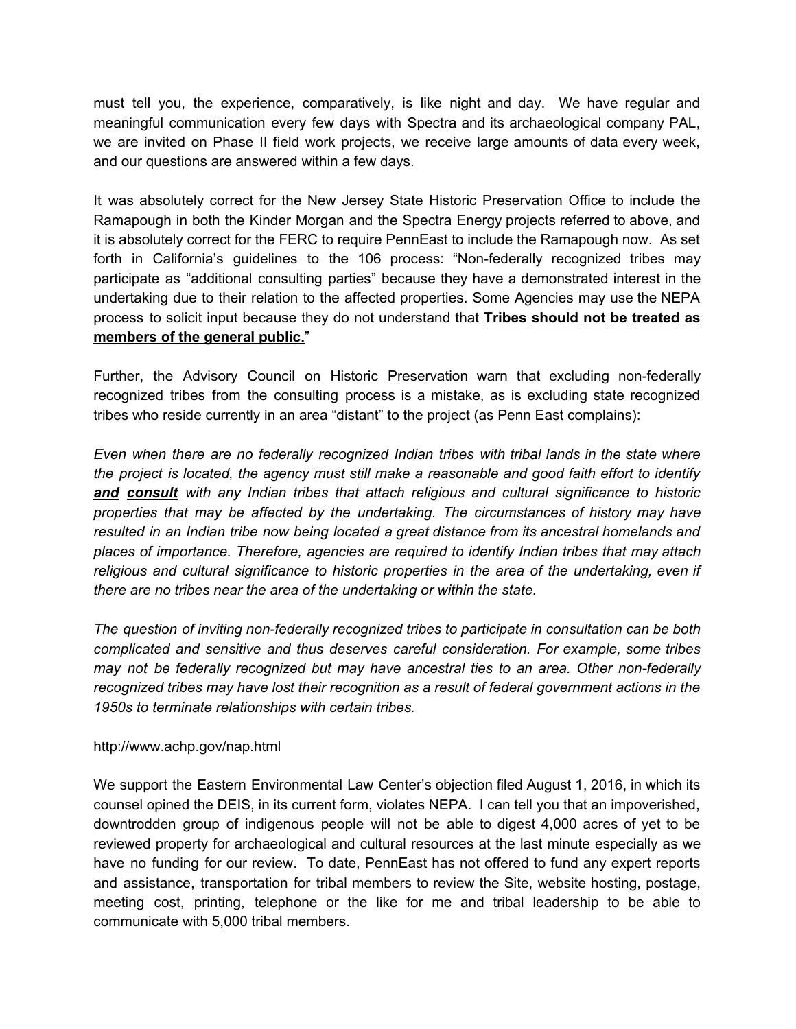must tell you, the experience, comparatively, is like night and day. We have regular and meaningful communication every few days with Spectra and its archaeological company PAL, we are invited on Phase II field work projects, we receive large amounts of data every week, and our questions are answered within a few days.

It was absolutely correct for the New Jersey State Historic Preservation Office to include the Ramapough in both the Kinder Morgan and the Spectra Energy projects referred to above, and it is absolutely correct for the FERC to require PennEast to include the Ramapough now. As set forth in California's guidelines to the 106 process: "Non-federally recognized tribes may participate as "additional consulting parties" because they have a demonstrated interest in the undertaking due to their relation to the affected properties. Some Agencies may use the NEPA process to solicit input because they do not understand that **<u>Tribes</u> <u>should</u> <u>not</u> <u>be</u> <u>treated</u> <u>as</u> <u>members of the general public.</u>**"

Further, the Advisory Council on Historic Preservation warn that excluding non-federally recognized tribes from the consulting process is a mistake, as is excluding state recognized tribes who reside currently in an area "distant" to the project (as Penn East complains):

*Even when there are no federally recognized Indian tribes with tribal lands in the state where the project is located, the agency must still make a reasonable and good faith effort to identify **<u>and</u> <u>consult</u>** with any Indian tribes that attach religious and cultural significance to historic properties that may be affected by the undertaking. The circumstances of history may have resulted in an Indian tribe now being located a great distance from its ancestral homelands and places of importance. Therefore, agencies are required to identify Indian tribes that may attach religious and cultural significance to historic properties in the area of the undertaking, even if there are no tribes near the area of the undertaking or within the state.*

*The question of inviting non-federally recognized tribes to participate in consultation can be both complicated and sensitive and thus deserves careful consideration. For example, some tribes may not be federally recognized but may have ancestral ties to an area. Other non-federally recognized tribes may have lost their recognition as a result of federal government actions in the 1950s to terminate relationships with certain tribes.*

http://www.achp.gov/nap.html

We support the Eastern Environmental Law Center's objection filed August 1, 2016, in which its counsel opined the DEIS, in its current form, violates NEPA. I can tell you that an impoverished, downtrodden group of indigenous people will not be able to digest 4,000 acres of yet to be reviewed property for archaeological and cultural resources at the last minute especially as we have no funding for our review. To date, PennEast has not offered to fund any expert reports and assistance, transportation for tribal members to review the Site, website hosting, postage, meeting cost, printing, telephone or the like for me and tribal leadership to be able to communicate with 5,000 tribal members.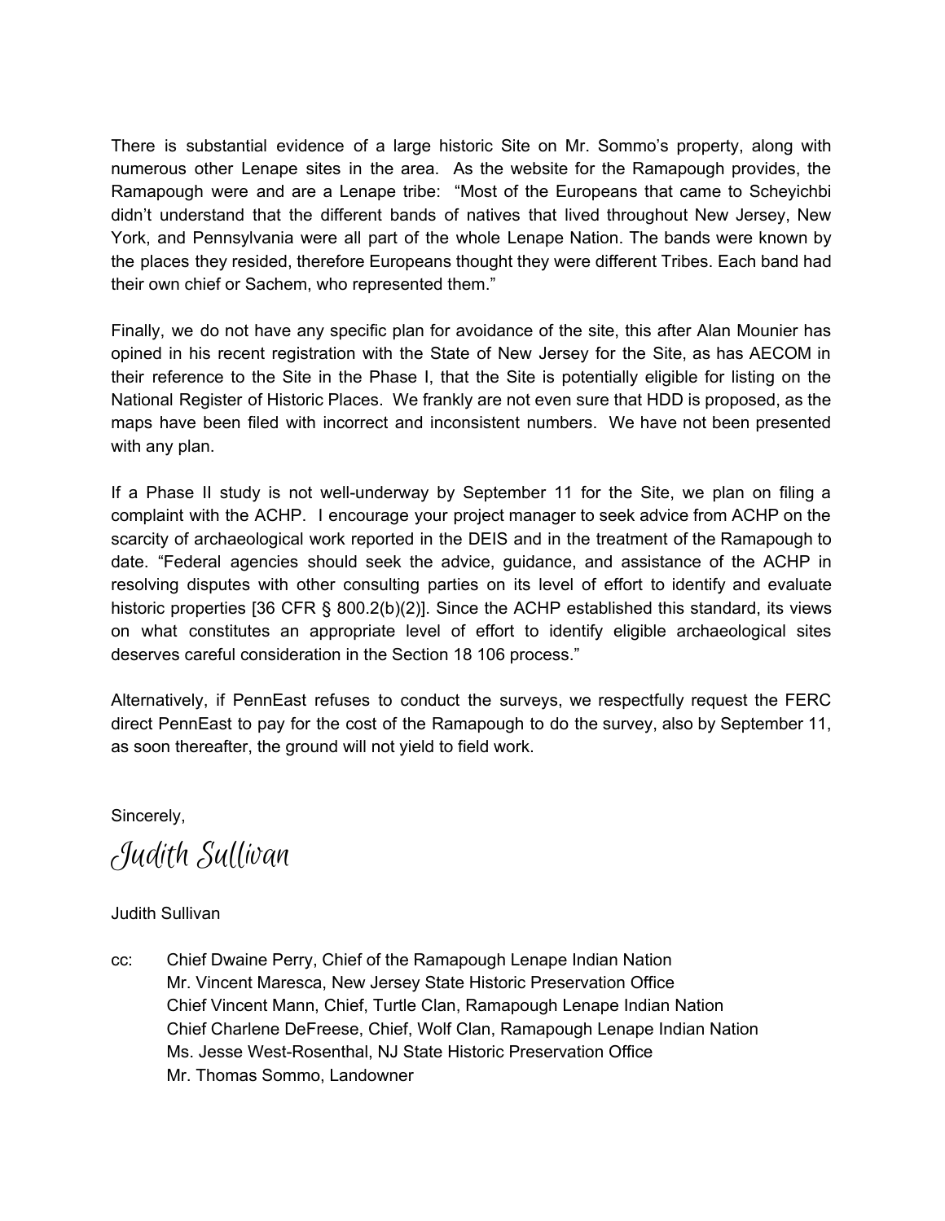There is substantial evidence of a large historic Site on Mr. Sommo's property, along with numerous other Lenape sites in the area. As the website for the Ramapough provides, the Ramapough were and are a Lenape tribe: "Most of the Europeans that came to Scheyichbi didn't understand that the different bands of natives that lived throughout New Jersey, New York, and Pennsylvania were all part of the whole Lenape Nation. The bands were known by the places they resided, therefore Europeans thought they were different Tribes. Each band had their own chief or Sachem, who represented them."

Finally, we do not have any specific plan for avoidance of the site, this after Alan Mounier has opined in his recent registration with the State of New Jersey for the Site, as has AECOM in their reference to the Site in the Phase I, that the Site is potentially eligible for listing on the National Register of Historic Places. We frankly are not even sure that HDD is proposed, as the maps have been filed with incorrect and inconsistent numbers. We have not been presented with any plan.

If a Phase II study is not well-underway by September 11 for the Site, we plan on filing a complaint with the ACHP. I encourage your project manager to seek advice from ACHP on the scarcity of archaeological work reported in the DEIS and in the treatment of the Ramapough to date. "Federal agencies should seek the advice, guidance, and assistance of the ACHP in resolving disputes with other consulting parties on its level of effort to identify and evaluate historic properties [36 CFR § 800.2(b)(2)]. Since the ACHP established this standard, its views on what constitutes an appropriate level of effort to identify eligible archaeological sites deserves careful consideration in the Section 18 106 process."

Alternatively, if PennEast refuses to conduct the surveys, we respectfully request the FERC direct PennEast to pay for the cost of the Ramapough to do the survey, also by September 11, as soon thereafter, the ground will not yield to field work.

Sincerely,

*Judith Sullivan*

Judith Sullivan

cc: Chief Dwaine Perry, Chief of the Ramapough Lenape Indian Nation
Mr. Vincent Maresca, New Jersey State Historic Preservation Office
Chief Vincent Mann, Chief, Turtle Clan, Ramapough Lenape Indian Nation
Chief Charlene DeFreese, Chief, Wolf Clan, Ramapough Lenape Indian Nation
Ms. Jesse West-Rosenthal, NJ State Historic Preservation Office
Mr. Thomas Sommo, Landowner